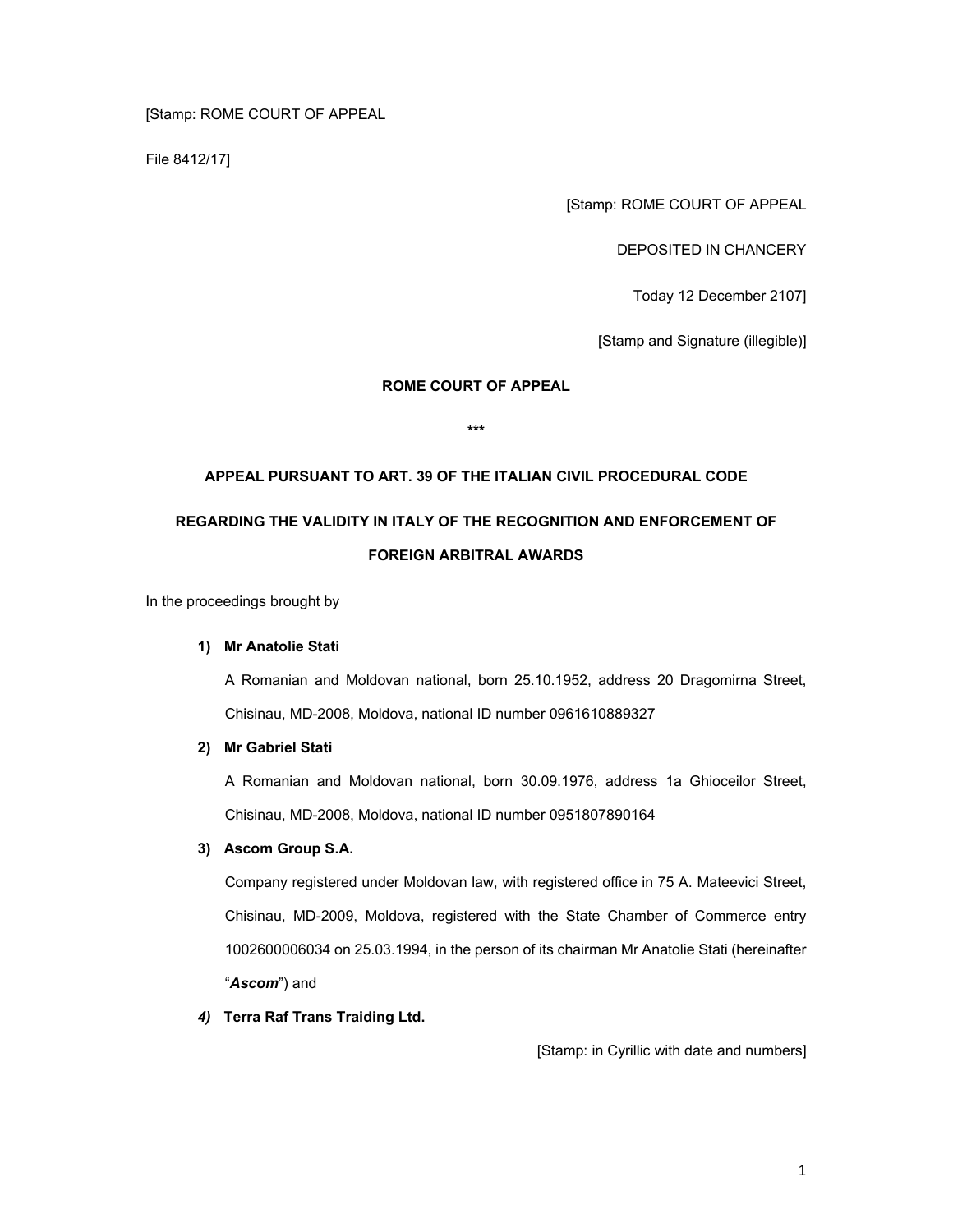[Stamp: ROME COURT OF APPEAL

File 8412/17]

[Stamp: ROME COURT OF APPEAL

DEPOSITED IN CHANCERY

Today 12 December 2107]

[Stamp and Signature (illegible)]

**ROME COURT OF APPEAL**

***

**APPEAL PURSUANT TO ART. 39 OF THE ITALIAN CIVIL PROCEDURAL CODE**

**REGARDING THE VALIDITY IN ITALY OF THE RECOGNITION AND ENFORCEMENT OF FOREIGN ARBITRAL AWARDS**

In the proceedings brought by

1) **Mr Anatolie Stati**

   A Romanian and Moldovan national, born 25.10.1952, address 20 Dragomirna Street, Chisinau, MD-2008, Moldova, national ID number 0961610889327

2) **Mr Gabriel Stati**

   A Romanian and Moldovan national, born 30.09.1976, address 1a Ghioceilor Street, Chisinau, MD-2008, Moldova, national ID number 0951807890164

3) **Ascom Group S.A.**

   Company registered under Moldovan law, with registered office in 75 A. Mateevici Street, Chisinau, MD-2009, Moldova, registered with the State Chamber of Commerce entry 1002600006034 on 25.03.1994, in the person of its chairman Mr Anatolie Stati (hereinafter "***Ascom***") and

4) **Terra Raf Trans Traiding Ltd.**

[Stamp: in Cyrillic with date and numbers]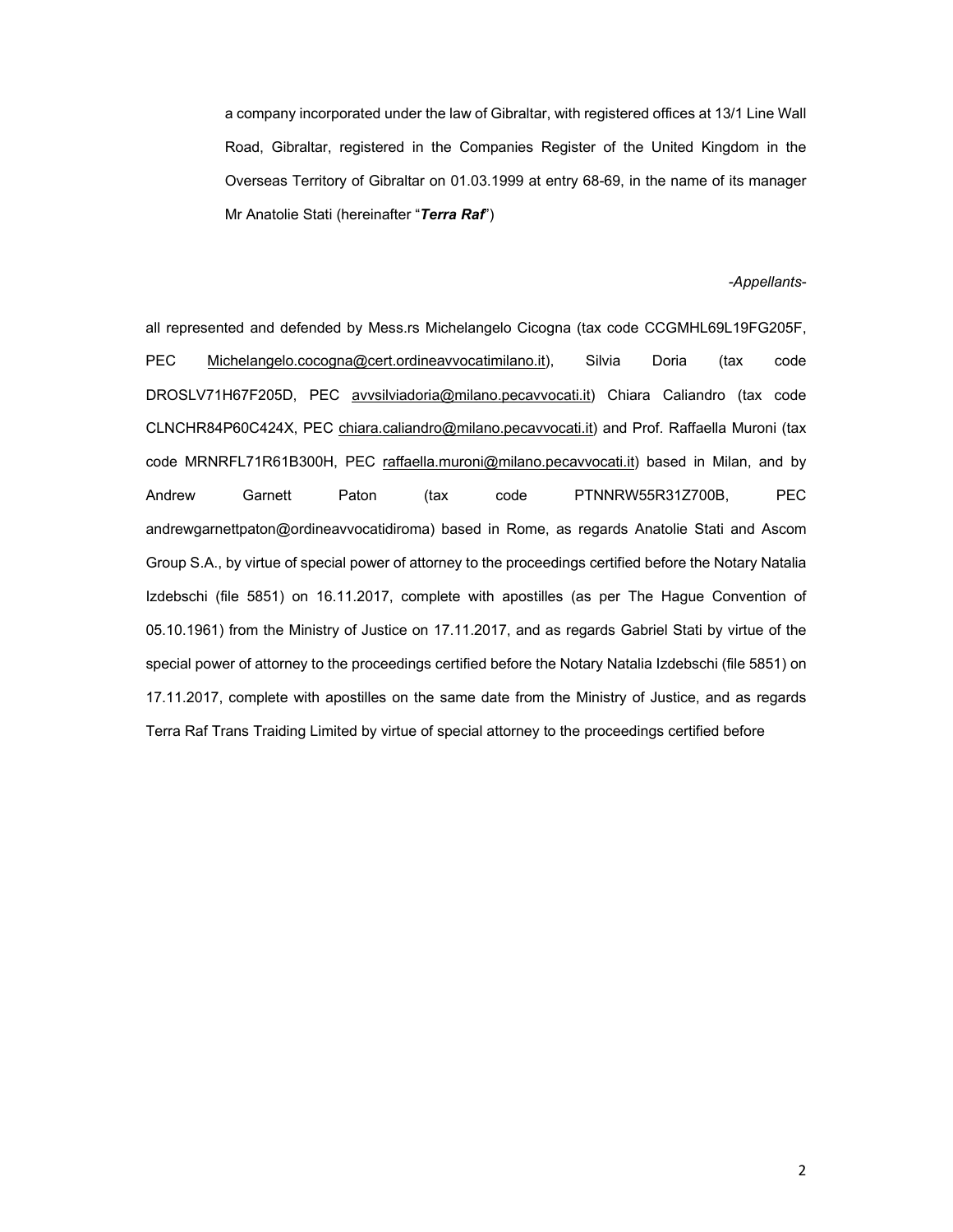a company incorporated under the law of Gibraltar, with registered offices at 13/1 Line Wall Road, Gibraltar, registered in the Companies Register of the United Kingdom in the Overseas Territory of Gibraltar on 01.03.1999 at entry 68-69, in the name of its manager Mr Anatolie Stati (hereinafter "***Terra Raf***")

*-Appellants-*

all represented and defended by Mess.rs Michelangelo Cicogna (tax code CCGMHL69L19FG205F, PEC Michelangelo.cocogna@cert.ordineavvocatimilano.it), Silvia Doria (tax code DROSLV71H67F205D, PEC avvsilviadoria@milano.pecavvocati.it) Chiara Caliandro (tax code CLNCHR84P60C424X, PEC chiara.caliandro@milano.pecavvocati.it) and Prof. Raffaella Muroni (tax code MRNRFL71R61B300H, PEC raffaella.muroni@milano.pecavvocati.it) based in Milan, and by Andrew Garnett Paton (tax code PTNNRW55R31Z700B, PEC andrewgarnettpaton@ordineavvocatidiroma) based in Rome, as regards Anatolie Stati and Ascom Group S.A., by virtue of special power of attorney to the proceedings certified before the Notary Natalia Izdebschi (file 5851) on 16.11.2017, complete with apostilles (as per The Hague Convention of 05.10.1961) from the Ministry of Justice on 17.11.2017, and as regards Gabriel Stati by virtue of the special power of attorney to the proceedings certified before the Notary Natalia Izdebschi (file 5851) on 17.11.2017, complete with apostilles on the same date from the Ministry of Justice, and as regards Terra Raf Trans Traiding Limited by virtue of special attorney to the proceedings certified before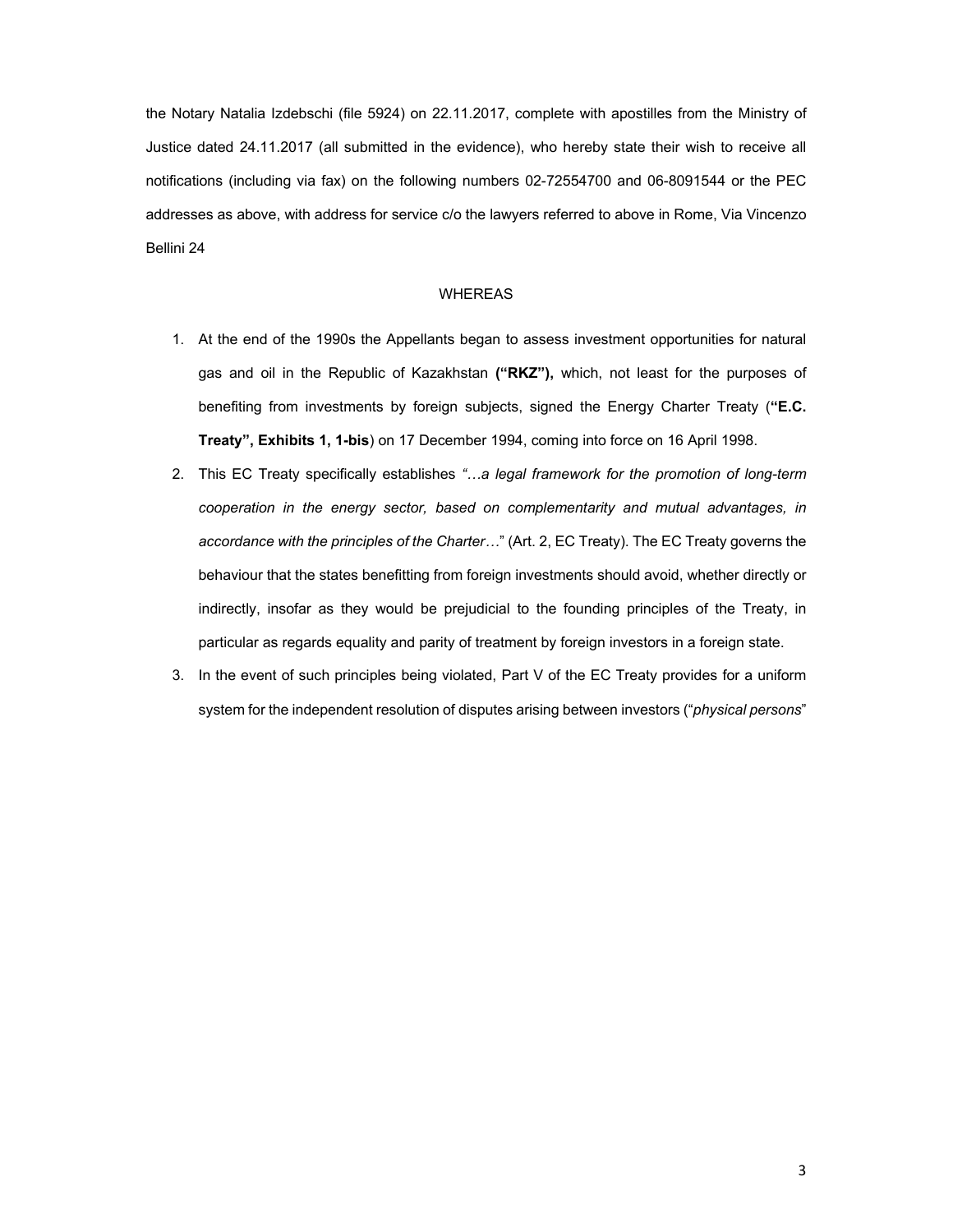the Notary Natalia Izdebschi (file 5924) on 22.11.2017, complete with apostilles from the Ministry of Justice dated 24.11.2017 (all submitted in the evidence), who hereby state their wish to receive all notifications (including via fax) on the following numbers 02-72554700 and 06-8091544 or the PEC addresses as above, with address for service c/o the lawyers referred to above in Rome, Via Vincenzo Bellini 24

WHEREAS

1. At the end of the 1990s the Appellants began to assess investment opportunities for natural gas and oil in the Republic of Kazakhstan **("RKZ"),** which, not least for the purposes of benefiting from investments by foreign subjects, signed the Energy Charter Treaty (**"E.C. Treaty", Exhibits 1, 1-bis**) on 17 December 1994, coming into force on 16 April 1998.
2. This EC Treaty specifically establishes *"…a legal framework for the promotion of long-term cooperation in the energy sector, based on complementarity and mutual advantages, in accordance with the principles of the Charter…"* (Art. 2, EC Treaty). The EC Treaty governs the behaviour that the states benefitting from foreign investments should avoid, whether directly or indirectly, insofar as they would be prejudicial to the founding principles of the Treaty, in particular as regards equality and parity of treatment by foreign investors in a foreign state.
3. In the event of such principles being violated, Part V of the EC Treaty provides for a uniform system for the independent resolution of disputes arising between investors ("*physical persons*"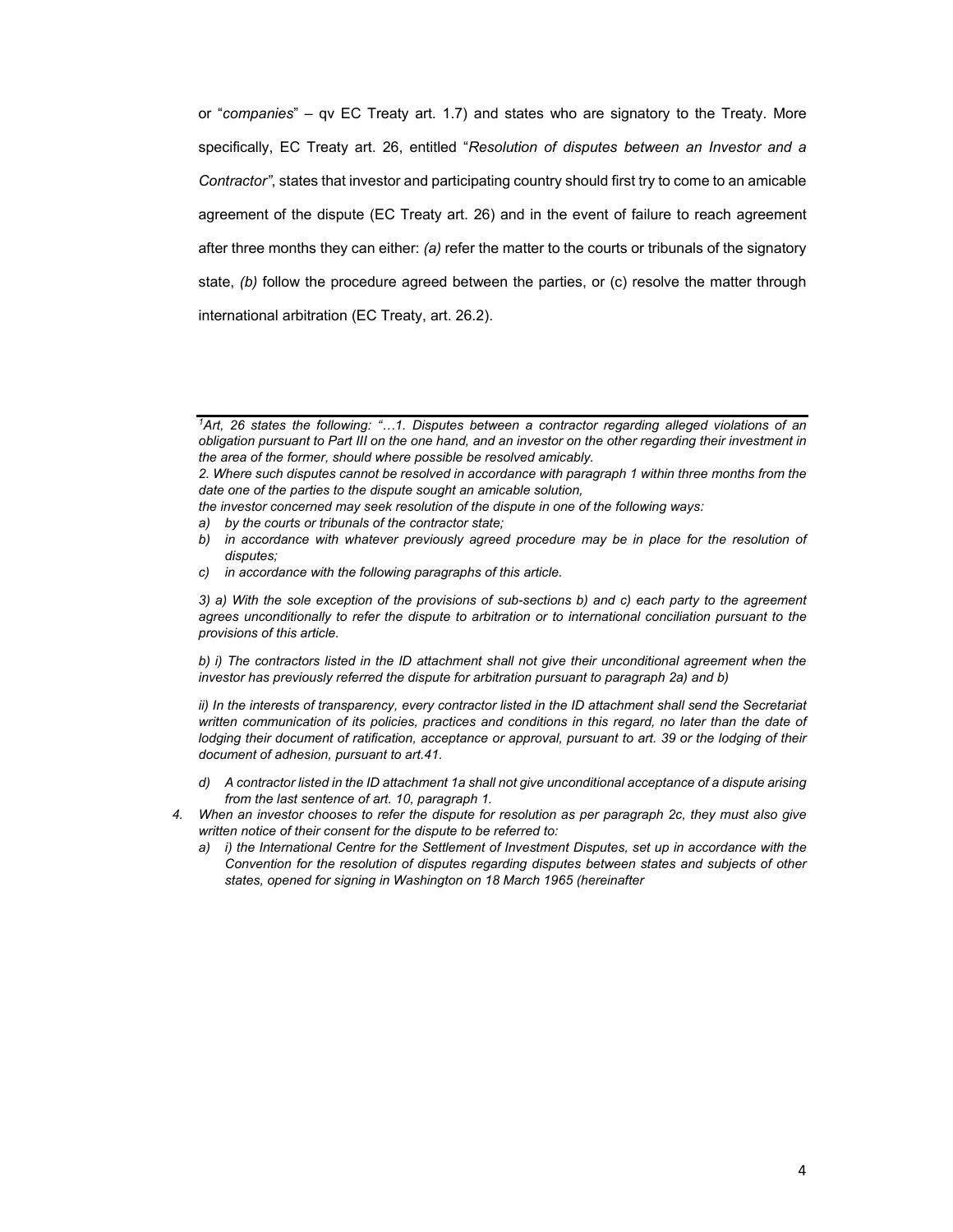or "*companies*" – qv EC Treaty art. 1.7) and states who are signatory to the Treaty. More specifically, EC Treaty art. 26, entitled "*Resolution of disputes between an Investor and a Contractor"*, states that investor and participating country should first try to come to an amicable agreement of the dispute (EC Treaty art. 26) and in the event of failure to reach agreement after three months they can either: *(a)* refer the matter to the courts or tribunals of the signatory state, *(b)* follow the procedure agreed between the parties, or (c) resolve the matter through international arbitration (EC Treaty, art. 26.2).

---

*[1]Art, 26 states the following: "…1. Disputes between a contractor regarding alleged violations of an obligation pursuant to Part III on the one hand, and an investor on the other regarding their investment in the area of the former, should where possible be resolved amicably.*

*2. Where such disputes cannot be resolved in accordance with paragraph 1 within three months from the date one of the parties to the dispute sought an amicable solution,*

*the investor concerned may seek resolution of the dispute in one of the following ways:*

*a) by the courts or tribunals of the contractor state;*

*b) in accordance with whatever previously agreed procedure may be in place for the resolution of disputes;*

*c) in accordance with the following paragraphs of this article.*

*3) a) With the sole exception of the provisions of sub-sections b) and c) each party to the agreement agrees unconditionally to refer the dispute to arbitration or to international conciliation pursuant to the provisions of this article.*

*b) i) The contractors listed in the ID attachment shall not give their unconditional agreement when the investor has previously referred the dispute for arbitration pursuant to paragraph 2a) and b)*

*ii) In the interests of transparency, every contractor listed in the ID attachment shall send the Secretariat written communication of its policies, practices and conditions in this regard, no later than the date of lodging their document of ratification, acceptance or approval, pursuant to art. 39 or the lodging of their document of adhesion, pursuant to art.41.*

*d) A contractor listed in the ID attachment 1a shall not give unconditional acceptance of a dispute arising from the last sentence of art. 10, paragraph 1.*

*4. When an investor chooses to refer the dispute for resolution as per paragraph 2c, they must also give written notice of their consent for the dispute to be referred to:*

*a) i) the International Centre for the Settlement of Investment Disputes, set up in accordance with the Convention for the resolution of disputes regarding disputes between states and subjects of other states, opened for signing in Washington on 18 March 1965 (hereinafter*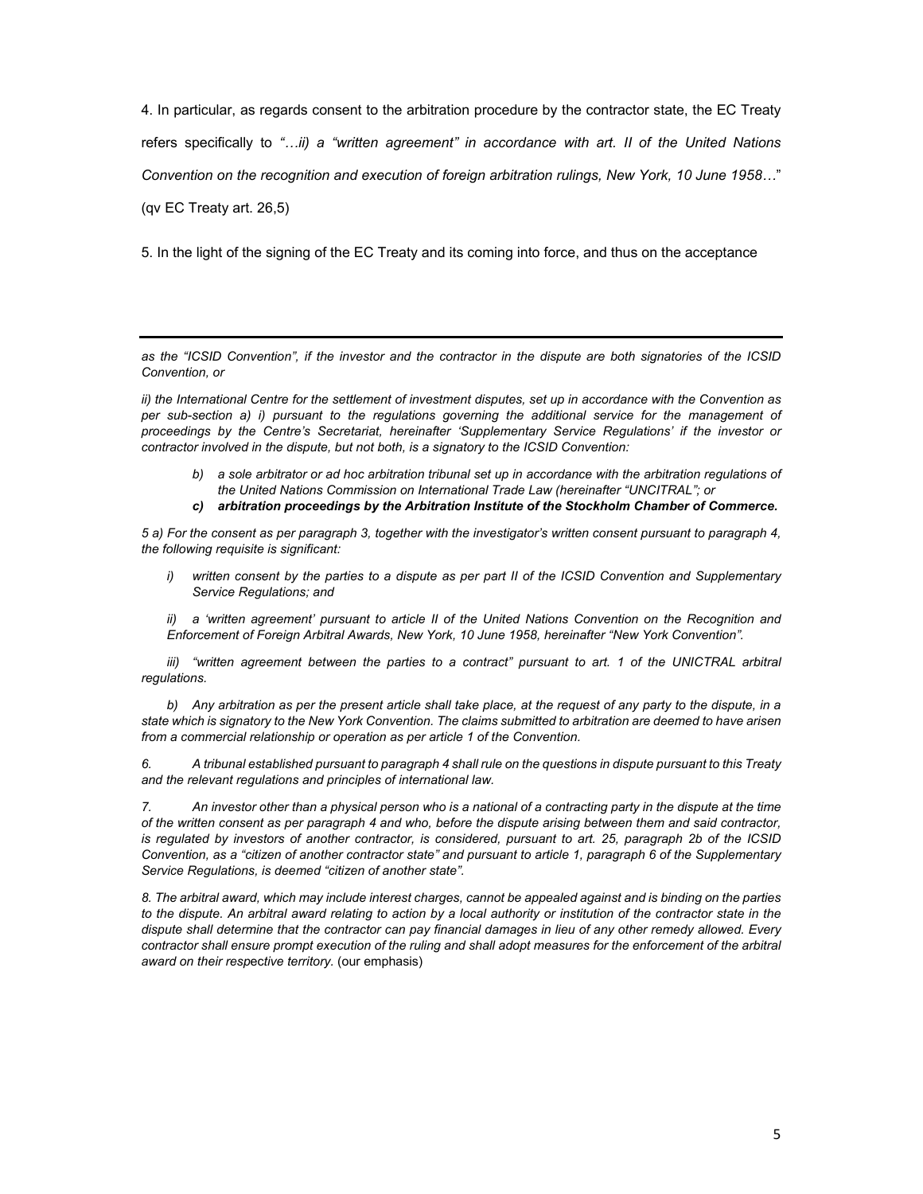4. In particular, as regards consent to the arbitration procedure by the contractor state, the EC Treaty refers specifically to *"…ii) a "written agreement" in accordance with art. II of the United Nations Convention on the recognition and execution of foreign arbitration rulings, New York, 10 June 1958…"* (qv EC Treaty art. 26,5)

5. In the light of the signing of the EC Treaty and its coming into force, and thus on the acceptance

---

*as the "ICSID Convention", if the investor and the contractor in the dispute are both signatories of the ICSID Convention, or*

*ii) the International Centre for the settlement of investment disputes, set up in accordance with the Convention as per sub-section a) i) pursuant to the regulations governing the additional service for the management of proceedings by the Centre's Secretariat, hereinafter 'Supplementary Service Regulations' if the investor or contractor involved in the dispute, but not both, is a signatory to the ICSID Convention:*

- *b) a sole arbitrator or ad hoc arbitration tribunal set up in accordance with the arbitration regulations of the United Nations Commission on International Trade Law (hereinafter "UNCITRAL"; or*
- ***c) arbitration proceedings by the Arbitration Institute of the Stockholm Chamber of Commerce.***

*5 a) For the consent as per paragraph 3, together with the investigator's written consent pursuant to paragraph 4, the following requisite is significant:*

- *i) written consent by the parties to a dispute as per part II of the ICSID Convention and Supplementary Service Regulations; and*
- *ii) a 'written agreement' pursuant to article II of the United Nations Convention on the Recognition and Enforcement of Foreign Arbitral Awards, New York, 10 June 1958, hereinafter "New York Convention".*
- *iii) "written agreement between the parties to a contract" pursuant to art. 1 of the UNICTRAL arbitral regulations.*

*b) Any arbitration as per the present article shall take place, at the request of any party to the dispute, in a state which is signatory to the New York Convention. The claims submitted to arbitration are deemed to have arisen from a commercial relationship or operation as per article 1 of the Convention.*

*6. A tribunal established pursuant to paragraph 4 shall rule on the questions in dispute pursuant to this Treaty and the relevant regulations and principles of international law.*

*7. An investor other than a physical person who is a national of a contracting party in the dispute at the time of the written consent as per paragraph 4 and who, before the dispute arising between them and said contractor, is regulated by investors of another contractor, is considered, pursuant to art. 25, paragraph 2b of the ICSID Convention, as a "citizen of another contractor state" and pursuant to article 1, paragraph 6 of the Supplementary Service Regulations, is deemed "citizen of another state".*

*8. The arbitral award, which may include interest charges, cannot be appealed against and is binding on the parties to the dispute. An arbitral award relating to action by a local authority or institution of the contractor state in the dispute shall determine that the contractor can pay financial damages in lieu of any other remedy allowed. Every contractor shall ensure prompt execution of the ruling and shall adopt measures for the enforcement of the arbitral award on their respective territory.* (our emphasis)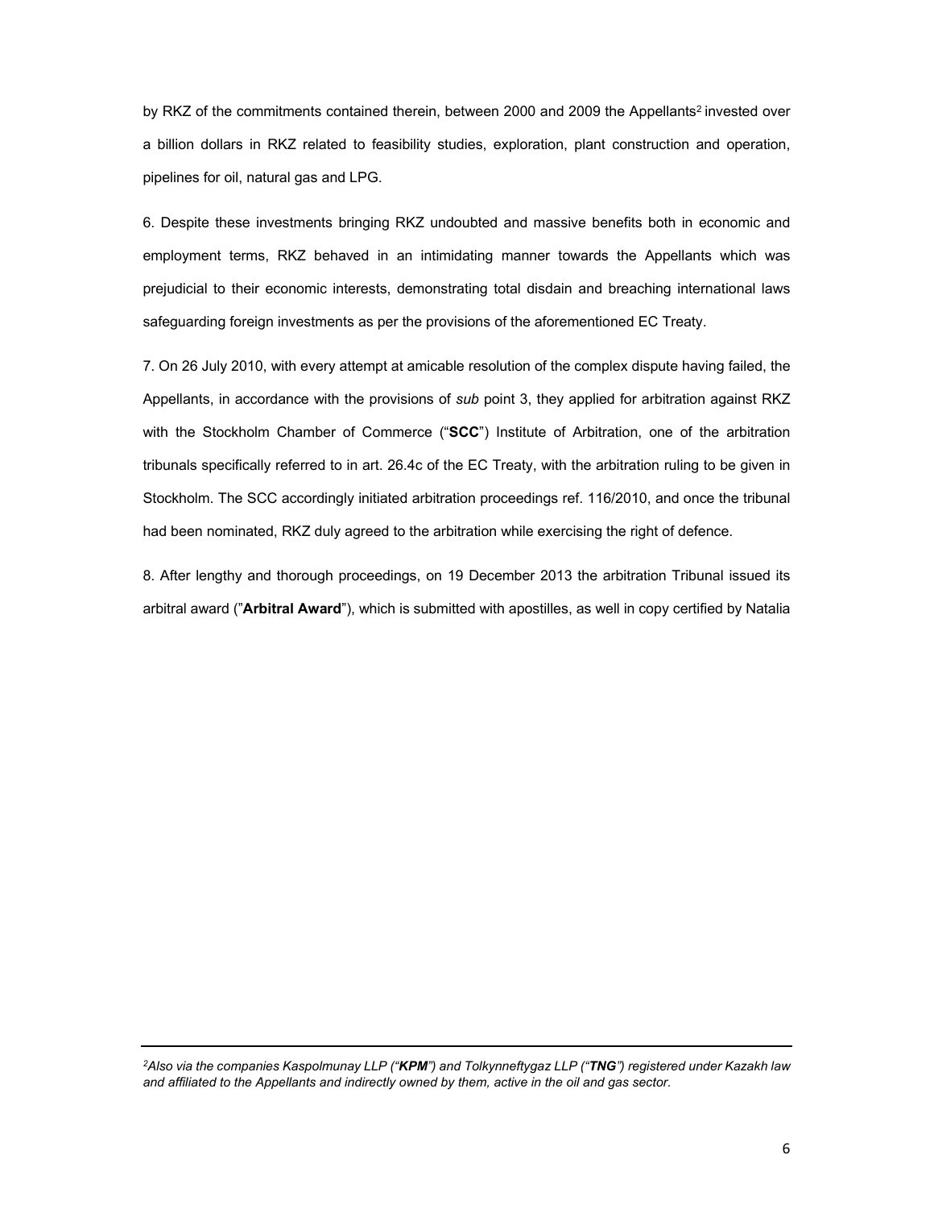by RKZ of the commitments contained therein, between 2000 and 2009 the Appellants[2] invested over a billion dollars in RKZ related to feasibility studies, exploration, plant construction and operation, pipelines for oil, natural gas and LPG.

6. Despite these investments bringing RKZ undoubted and massive benefits both in economic and employment terms, RKZ behaved in an intimidating manner towards the Appellants which was prejudicial to their economic interests, demonstrating total disdain and breaching international laws safeguarding foreign investments as per the provisions of the aforementioned EC Treaty.

7. On 26 July 2010, with every attempt at amicable resolution of the complex dispute having failed, the Appellants, in accordance with the provisions of *sub* point 3, they applied for arbitration against RKZ with the Stockholm Chamber of Commerce ("**SCC**") Institute of Arbitration, one of the arbitration tribunals specifically referred to in art. 26.4c of the EC Treaty, with the arbitration ruling to be given in Stockholm. The SCC accordingly initiated arbitration proceedings ref. 116/2010, and once the tribunal had been nominated, RKZ duly agreed to the arbitration while exercising the right of defence.

8. After lengthy and thorough proceedings, on 19 December 2013 the arbitration Tribunal issued its arbitral award ("**Arbitral Award**"), which is submitted with apostilles, as well in copy certified by Natalia

---

[2] *Also via the companies Kaspolmunay LLP ("**KPM**") and Tolkynneftygaz LLP ("**TNG**") registered under Kazakh law and affiliated to the Appellants and indirectly owned by them, active in the oil and gas sector.*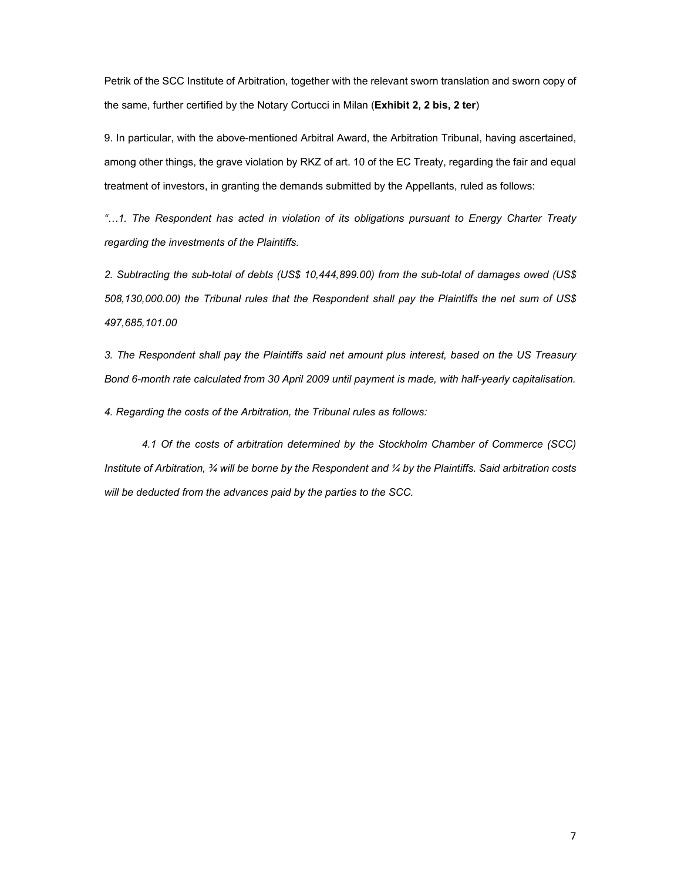Petrik of the SCC Institute of Arbitration, together with the relevant sworn translation and sworn copy of the same, further certified by the Notary Cortucci in Milan (**Exhibit 2, 2 bis, 2 ter**)

9. In particular, with the above-mentioned Arbitral Award, the Arbitration Tribunal, having ascertained, among other things, the grave violation by RKZ of art. 10 of the EC Treaty, regarding the fair and equal treatment of investors, in granting the demands submitted by the Appellants, ruled as follows:

*"…1. The Respondent has acted in violation of its obligations pursuant to Energy Charter Treaty regarding the investments of the Plaintiffs.*

*2. Subtracting the sub-total of debts (US$ 10,444,899.00) from the sub-total of damages owed (US$ 508,130,000.00) the Tribunal rules that the Respondent shall pay the Plaintiffs the net sum of US$ 497,685,101.00*

*3. The Respondent shall pay the Plaintiffs said net amount plus interest, based on the US Treasury Bond 6-month rate calculated from 30 April 2009 until payment is made, with half-yearly capitalisation.*

*4. Regarding the costs of the Arbitration, the Tribunal rules as follows:*

*4.1 Of the costs of arbitration determined by the Stockholm Chamber of Commerce (SCC) Institute of Arbitration, ¾ will be borne by the Respondent and ¼ by the Plaintiffs. Said arbitration costs will be deducted from the advances paid by the parties to the SCC.*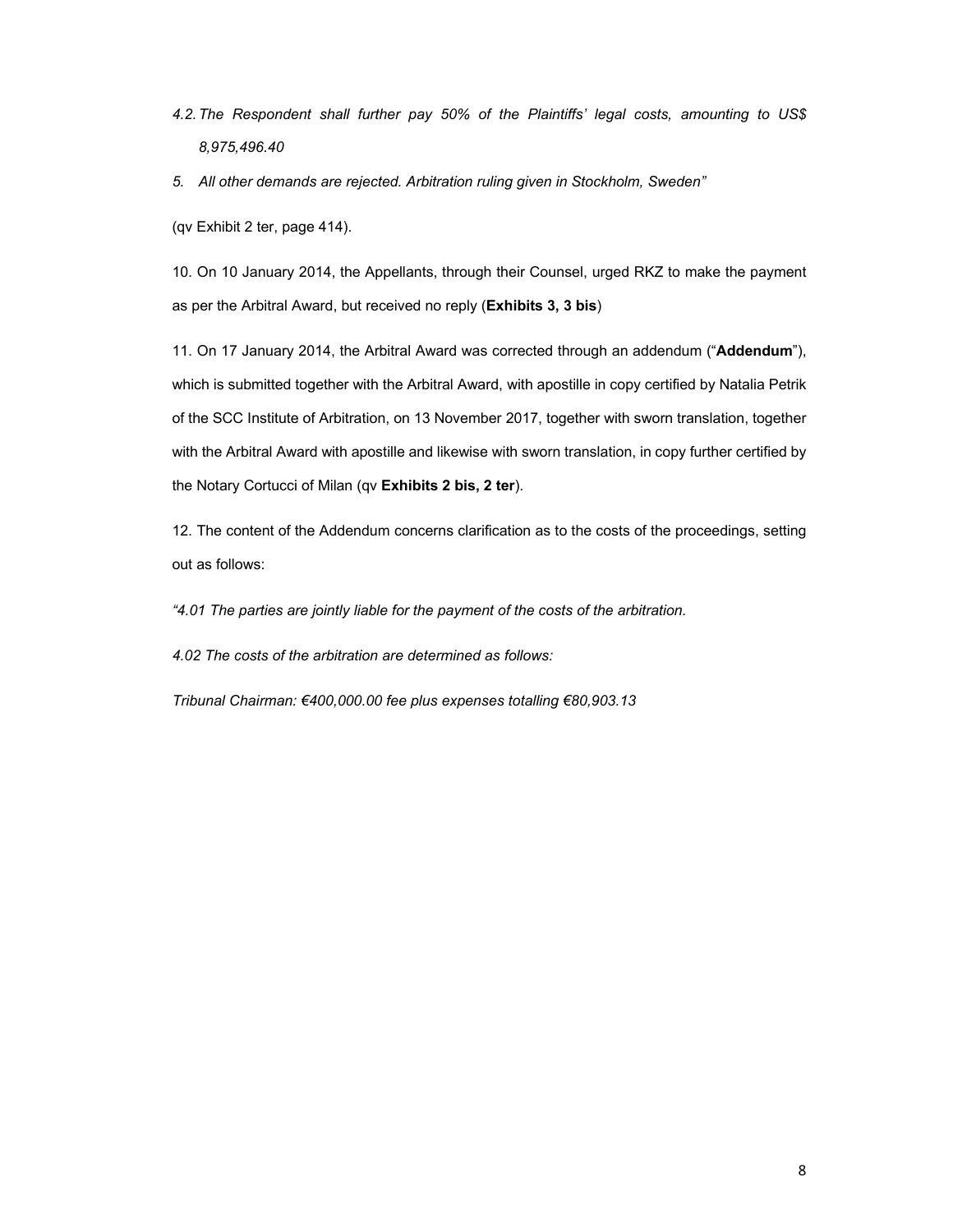*4.2. The Respondent shall further pay 50% of the Plaintiffs' legal costs, amounting to US$ 8,975,496.40*

*5. All other demands are rejected. Arbitration ruling given in Stockholm, Sweden"*

(qv Exhibit 2 ter, page 414).

10. On 10 January 2014, the Appellants, through their Counsel, urged RKZ to make the payment as per the Arbitral Award, but received no reply (**Exhibits 3, 3 bis**)

11. On 17 January 2014, the Arbitral Award was corrected through an addendum ("**Addendum**"), which is submitted together with the Arbitral Award, with apostille in copy certified by Natalia Petrik of the SCC Institute of Arbitration, on 13 November 2017, together with sworn translation, together with the Arbitral Award with apostille and likewise with sworn translation, in copy further certified by the Notary Cortucci of Milan (qv **Exhibits 2 bis, 2 ter**).

12. The content of the Addendum concerns clarification as to the costs of the proceedings, setting out as follows:

*"4.01 The parties are jointly liable for the payment of the costs of the arbitration.*

*4.02 The costs of the arbitration are determined as follows:*

*Tribunal Chairman: €400,000.00 fee plus expenses totalling €80,903.13*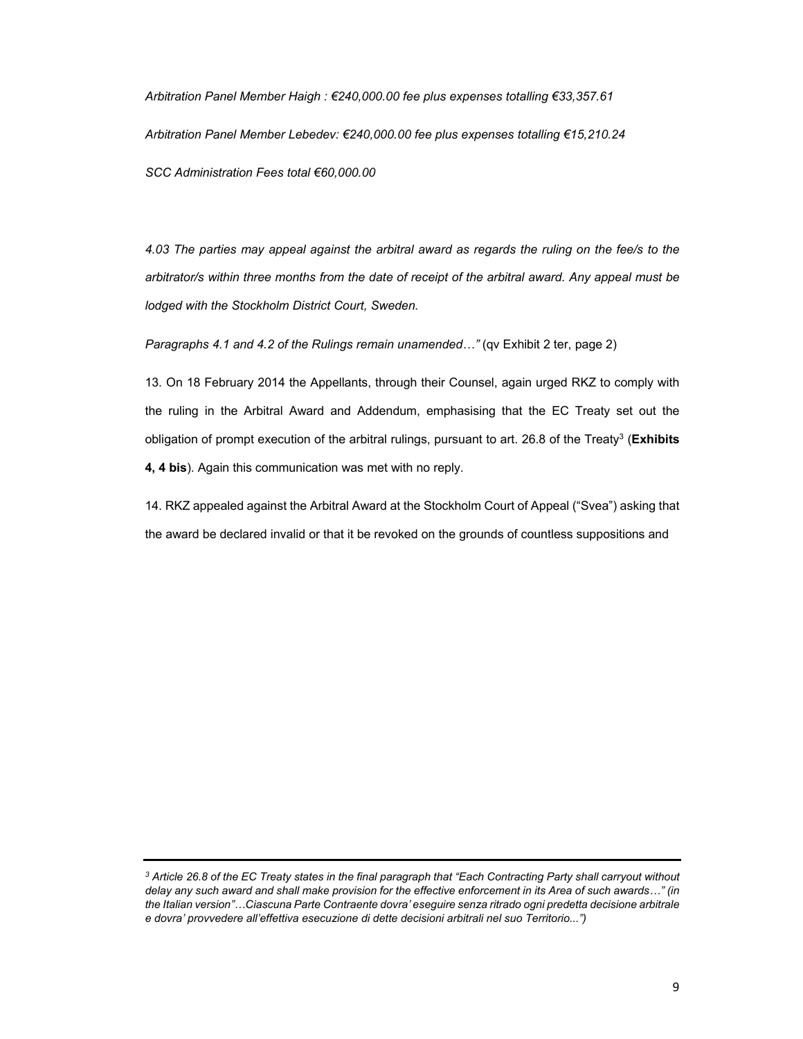*Arbitration Panel Member Haigh : €240,000.00 fee plus expenses totalling €33,357.61*

*Arbitration Panel Member Lebedev: €240,000.00 fee plus expenses totalling €15,210.24*

*SCC Administration Fees total €60,000.00*

*4.03 The parties may appeal against the arbitral award as regards the ruling on the fee/s to the arbitrator/s within three months from the date of receipt of the arbitral award. Any appeal must be lodged with the Stockholm District Court, Sweden.*

*Paragraphs 4.1 and 4.2 of the Rulings remain unamended…"* (qv Exhibit 2 ter, page 2)

13. On 18 February 2014 the Appellants, through their Counsel, again urged RKZ to comply with the ruling in the Arbitral Award and Addendum, emphasising that the EC Treaty set out the obligation of prompt execution of the arbitral rulings, pursuant to art. 26.8 of the Treaty[3] (**Exhibits 4, 4 bis**). Again this communication was met with no reply.

14. RKZ appealed against the Arbitral Award at the Stockholm Court of Appeal ("Svea") asking that the award be declared invalid or that it be revoked on the grounds of countless suppositions and

---

*[3] Article 26.8 of the EC Treaty states in the final paragraph that "Each Contracting Party shall carryout without delay any such award and shall make provision for the effective enforcement in its Area of such awards…" (in the Italian version"…Ciascuna Parte Contraente dovra' eseguire senza ritrado ogni predetta decisione arbitrale e dovra' provvedere all'effettiva esecuzione di dette decisioni arbitrali nel suo Territorio...")*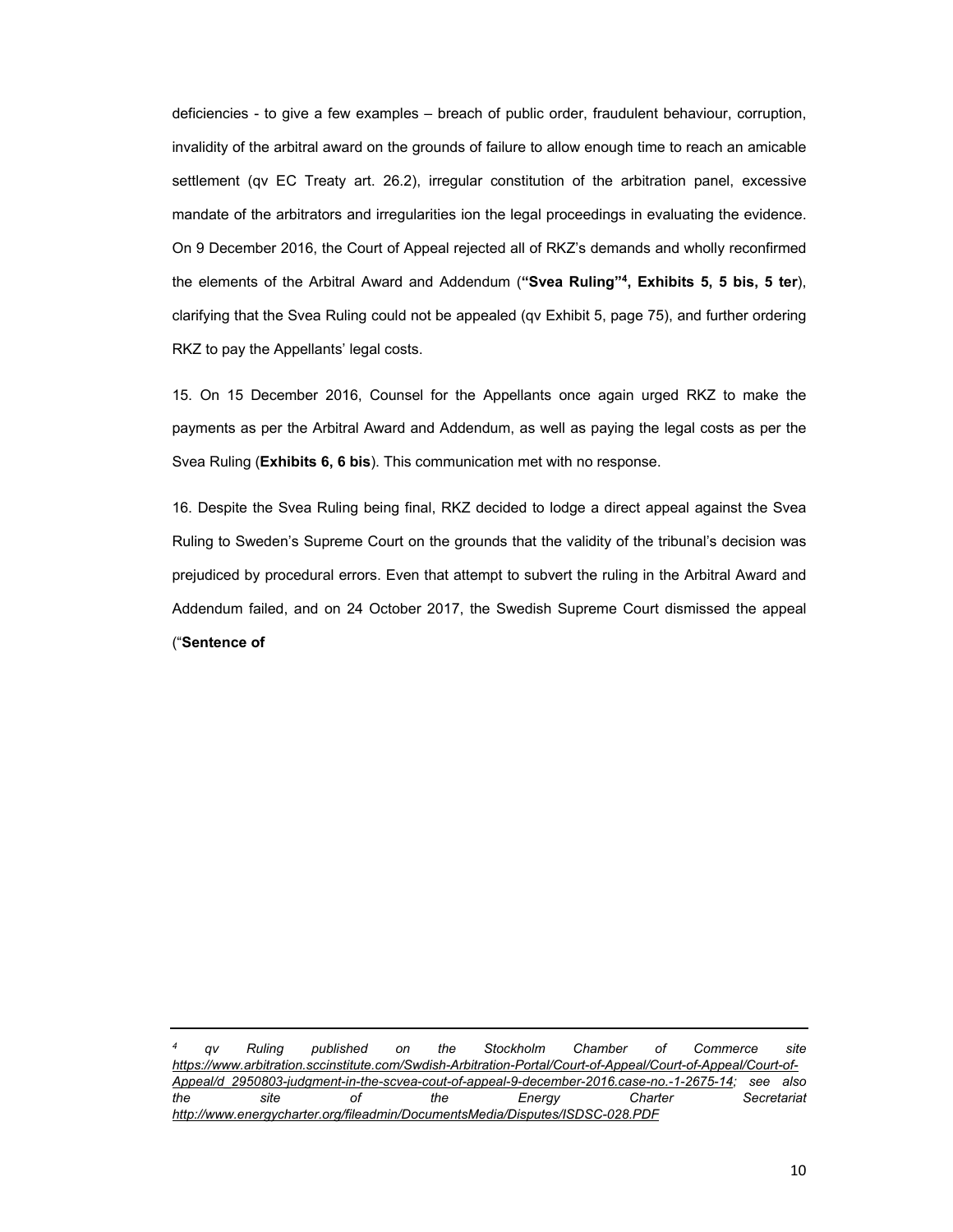deficiencies - to give a few examples – breach of public order, fraudulent behaviour, corruption, invalidity of the arbitral award on the grounds of failure to allow enough time to reach an amicable settlement (qv EC Treaty art. 26.2), irregular constitution of the arbitration panel, excessive mandate of the arbitrators and irregularities ion the legal proceedings in evaluating the evidence. On 9 December 2016, the Court of Appeal rejected all of RKZ's demands and wholly reconfirmed the elements of the Arbitral Award and Addendum (**"Svea Ruling"[4], Exhibits 5, 5 bis, 5 ter**), clarifying that the Svea Ruling could not be appealed (qv Exhibit 5, page 75), and further ordering RKZ to pay the Appellants' legal costs.

15. On 15 December 2016, Counsel for the Appellants once again urged RKZ to make the payments as per the Arbitral Award and Addendum, as well as paying the legal costs as per the Svea Ruling (**Exhibits 6, 6 bis**). This communication met with no response.

16. Despite the Svea Ruling being final, RKZ decided to lodge a direct appeal against the Svea Ruling to Sweden's Supreme Court on the grounds that the validity of the tribunal's decision was prejudiced by procedural errors. Even that attempt to subvert the ruling in the Arbitral Award and Addendum failed, and on 24 October 2017, the Swedish Supreme Court dismissed the appeal ("**Sentence of**

---

[4] *qv Ruling published on the Stockholm Chamber of Commerce site [https://www.arbitration.sccinstitute.com/Swdish-Arbitration-Portal/Court-of-Appeal/Court-of-Appeal/Court-of-Appeal/d_2950803-judgment-in-the-scvea-cout-of-appeal-9-december-2016.case-no.-1-2675-14](https://www.arbitration.sccinstitute.com/Swdish-Arbitration-Portal/Court-of-Appeal/Court-of-Appeal/Court-of-Appeal/d_2950803-judgment-in-the-scvea-cout-of-appeal-9-december-2016.case-no.-1-2675-14); see also the site of the Energy Charter Secretariat [http://www.energycharter.org/fileadmin/DocumentsMedia/Disputes/ISDSC-028.PDF](http://www.energycharter.org/fileadmin/DocumentsMedia/Disputes/ISDSC-028.PDF)*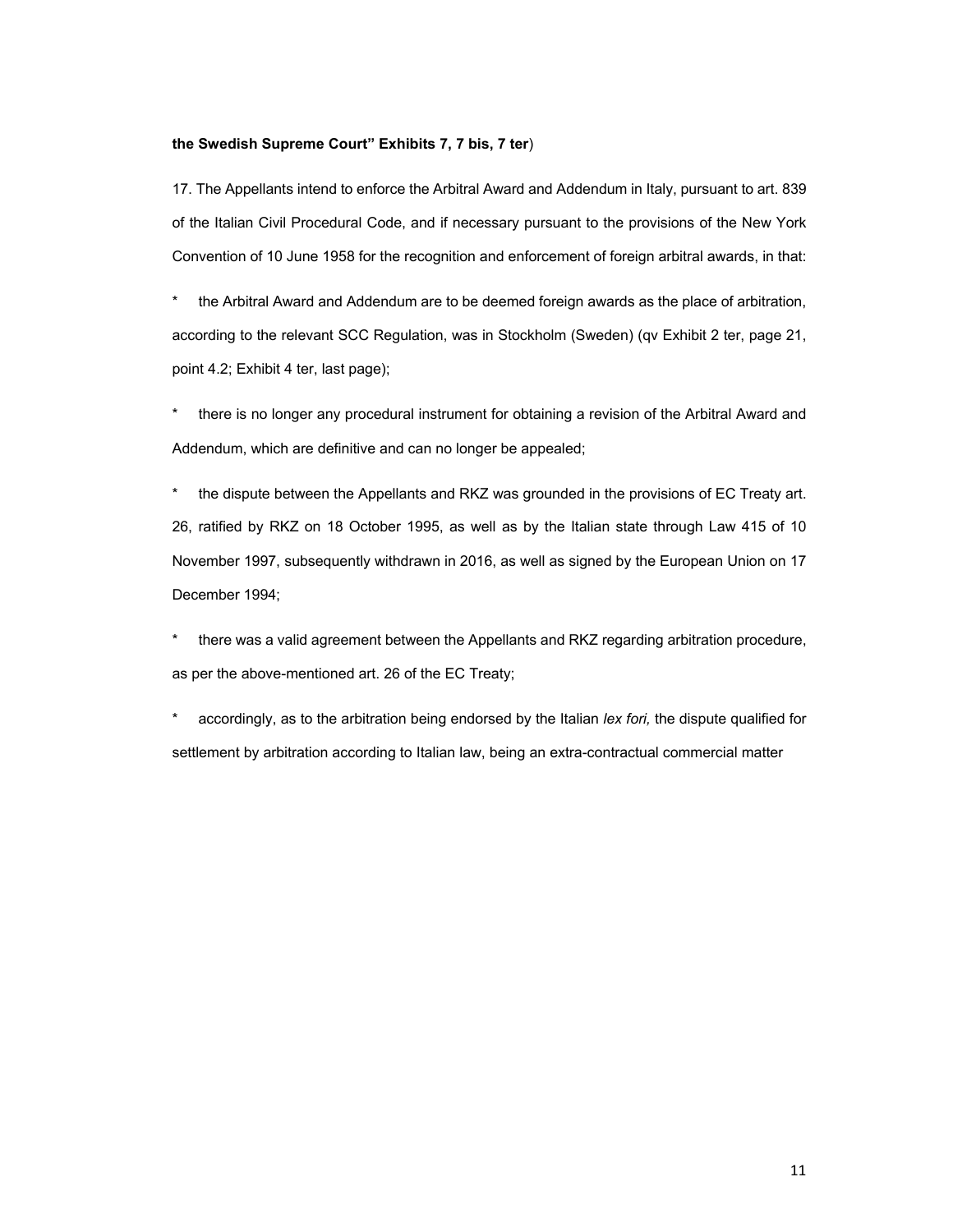**the Swedish Supreme Court" Exhibits 7, 7 bis, 7 ter**)

17. The Appellants intend to enforce the Arbitral Award and Addendum in Italy, pursuant to art. 839 of the Italian Civil Procedural Code, and if necessary pursuant to the provisions of the New York Convention of 10 June 1958 for the recognition and enforcement of foreign arbitral awards, in that:

* the Arbitral Award and Addendum are to be deemed foreign awards as the place of arbitration, according to the relevant SCC Regulation, was in Stockholm (Sweden) (qv Exhibit 2 ter, page 21, point 4.2; Exhibit 4 ter, last page);

* there is no longer any procedural instrument for obtaining a revision of the Arbitral Award and Addendum, which are definitive and can no longer be appealed;

* the dispute between the Appellants and RKZ was grounded in the provisions of EC Treaty art. 26, ratified by RKZ on 18 October 1995, as well as by the Italian state through Law 415 of 10 November 1997, subsequently withdrawn in 2016, as well as signed by the European Union on 17 December 1994;

* there was a valid agreement between the Appellants and RKZ regarding arbitration procedure, as per the above-mentioned art. 26 of the EC Treaty;

* accordingly, as to the arbitration being endorsed by the Italian *lex fori,* the dispute qualified for settlement by arbitration according to Italian law, being an extra-contractual commercial matter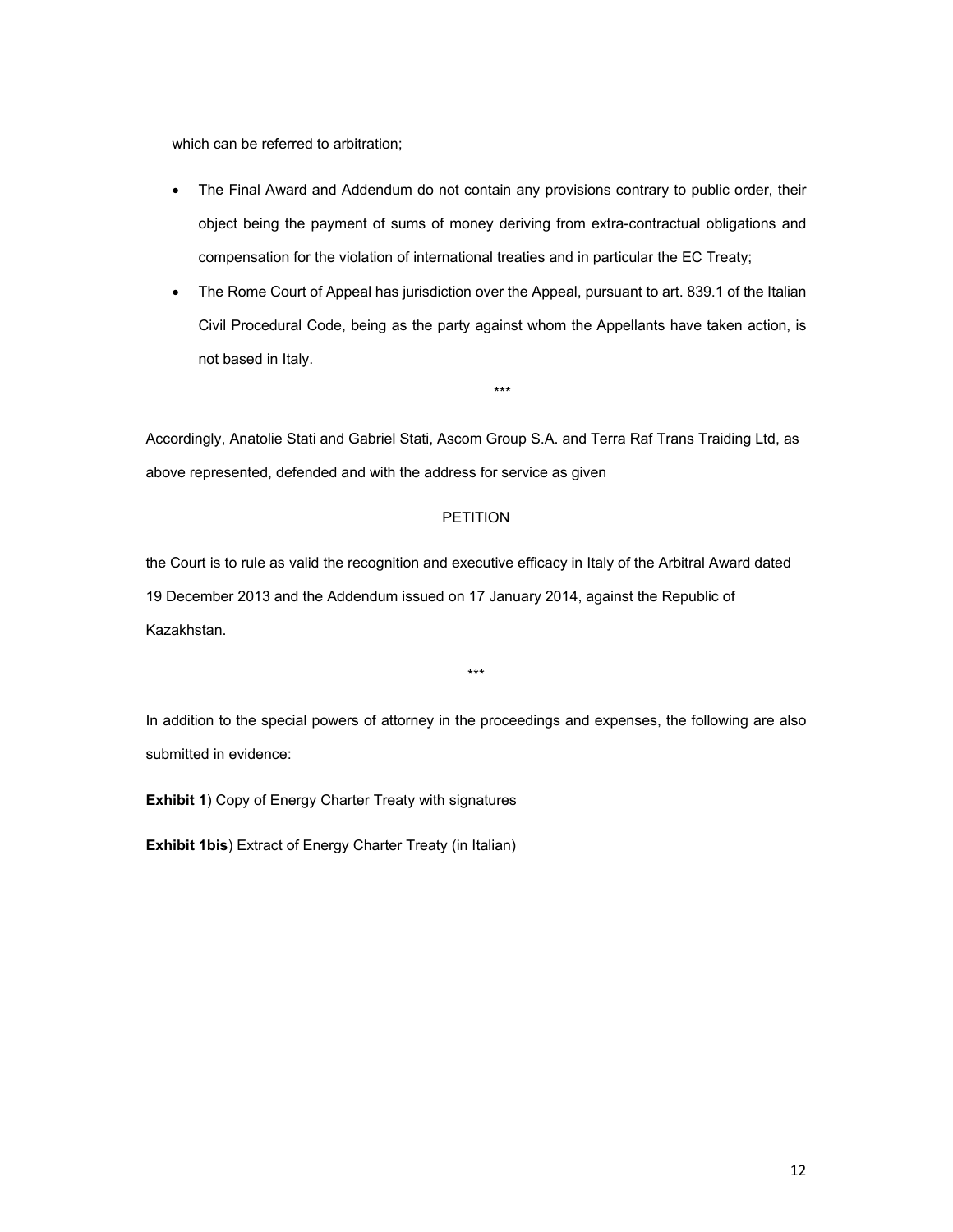which can be referred to arbitration;

- The Final Award and Addendum do not contain any provisions contrary to public order, their object being the payment of sums of money deriving from extra-contractual obligations and compensation for the violation of international treaties and in particular the EC Treaty;
- The Rome Court of Appeal has jurisdiction over the Appeal, pursuant to art. 839.1 of the Italian Civil Procedural Code, being as the party against whom the Appellants have taken action, is not based in Italy.

\*\*\*

Accordingly, Anatolie Stati and Gabriel Stati, Ascom Group S.A. and Terra Raf Trans Traiding Ltd, as above represented, defended and with the address for service as given

PETITION

the Court is to rule as valid the recognition and executive efficacy in Italy of the Arbitral Award dated 19 December 2013 and the Addendum issued on 17 January 2014, against the Republic of Kazakhstan.

\*\*\*

In addition to the special powers of attorney in the proceedings and expenses, the following are also submitted in evidence:

**Exhibit 1**) Copy of Energy Charter Treaty with signatures

**Exhibit 1bis**) Extract of Energy Charter Treaty (in Italian)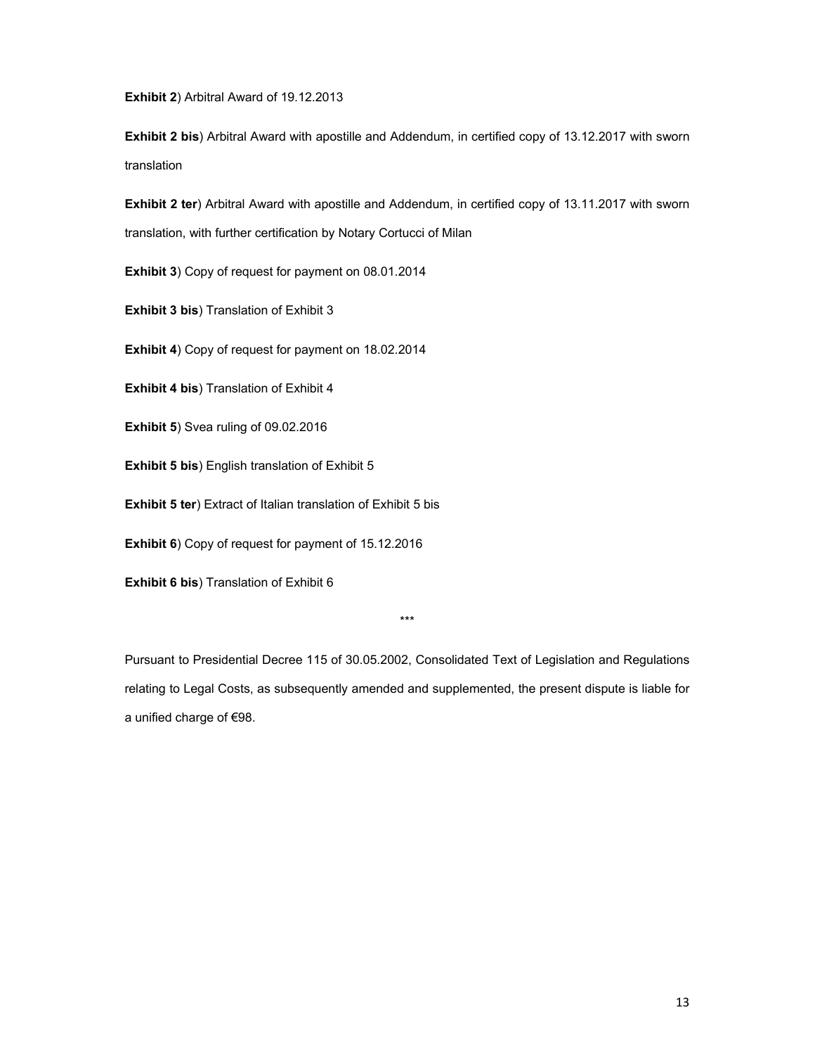**Exhibit 2**) Arbitral Award of 19.12.2013

**Exhibit 2 bis**) Arbitral Award with apostille and Addendum, in certified copy of 13.12.2017 with sworn translation

**Exhibit 2 ter**) Arbitral Award with apostille and Addendum, in certified copy of 13.11.2017 with sworn translation, with further certification by Notary Cortucci of Milan

**Exhibit 3**) Copy of request for payment on 08.01.2014

**Exhibit 3 bis**) Translation of Exhibit 3

**Exhibit 4**) Copy of request for payment on 18.02.2014

**Exhibit 4 bis**) Translation of Exhibit 4

**Exhibit 5**) Svea ruling of 09.02.2016

**Exhibit 5 bis**) English translation of Exhibit 5

**Exhibit 5 ter**) Extract of Italian translation of Exhibit 5 bis

**Exhibit 6**) Copy of request for payment of 15.12.2016

**Exhibit 6 bis**) Translation of Exhibit 6

***

Pursuant to Presidential Decree 115 of 30.05.2002, Consolidated Text of Legislation and Regulations relating to Legal Costs, as subsequently amended and supplemented, the present dispute is liable for a unified charge of €98.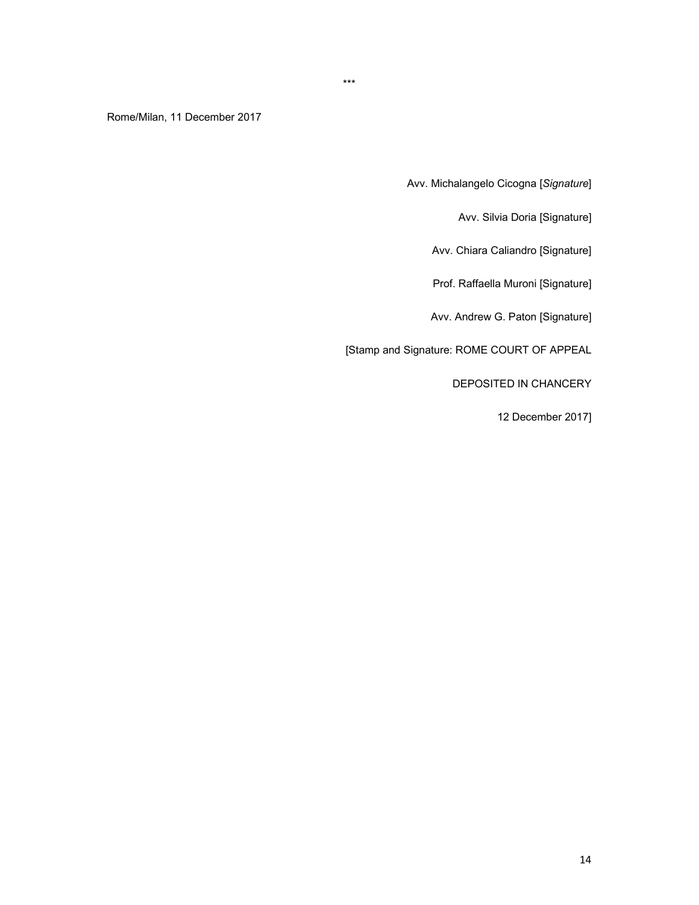\*\*\*

Rome/Milan, 11 December 2017

Avv. Michalangelo Cicogna [*Signature*]

Avv. Silvia Doria [Signature]

Avv. Chiara Caliandro [Signature]

Prof. Raffaella Muroni [Signature]

Avv. Andrew G. Paton [Signature]

[Stamp and Signature: ROME COURT OF APPEAL

DEPOSITED IN CHANCERY

12 December 2017]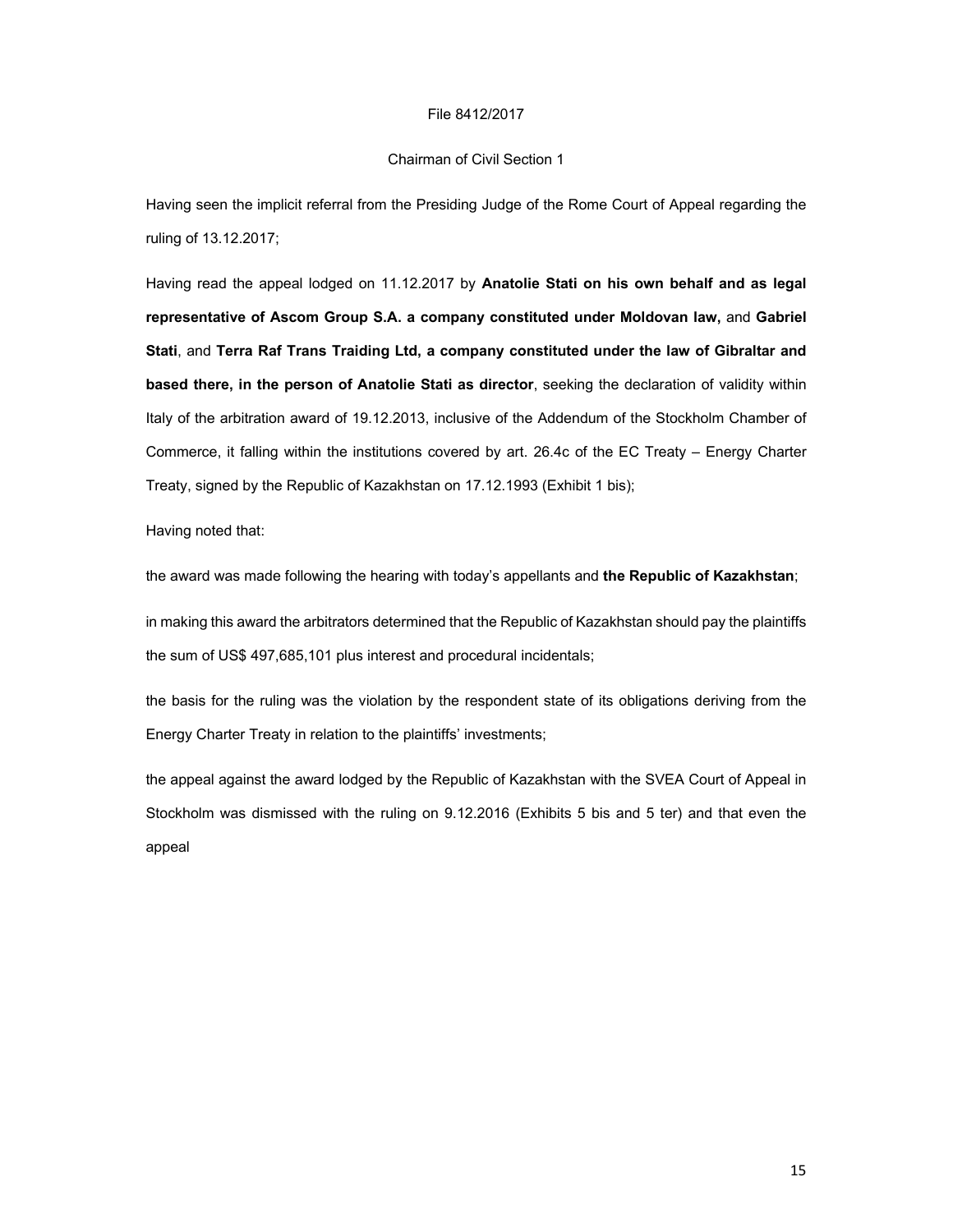File 8412/2017

Chairman of Civil Section 1

Having seen the implicit referral from the Presiding Judge of the Rome Court of Appeal regarding the ruling of 13.12.2017;

Having read the appeal lodged on 11.12.2017 by **Anatolie Stati on his own behalf and as legal representative of Ascom Group S.A. a company constituted under Moldovan law,** and **Gabriel Stati**, and **Terra Raf Trans Traiding Ltd, a company constituted under the law of Gibraltar and based there, in the person of Anatolie Stati as director**, seeking the declaration of validity within Italy of the arbitration award of 19.12.2013, inclusive of the Addendum of the Stockholm Chamber of Commerce, it falling within the institutions covered by art. 26.4c of the EC Treaty – Energy Charter Treaty, signed by the Republic of Kazakhstan on 17.12.1993 (Exhibit 1 bis);

Having noted that:

the award was made following the hearing with today's appellants and **the Republic of Kazakhstan**;

in making this award the arbitrators determined that the Republic of Kazakhstan should pay the plaintiffs the sum of US$ 497,685,101 plus interest and procedural incidentals;

the basis for the ruling was the violation by the respondent state of its obligations deriving from the Energy Charter Treaty in relation to the plaintiffs' investments;

the appeal against the award lodged by the Republic of Kazakhstan with the SVEA Court of Appeal in Stockholm was dismissed with the ruling on 9.12.2016 (Exhibits 5 bis and 5 ter) and that even the appeal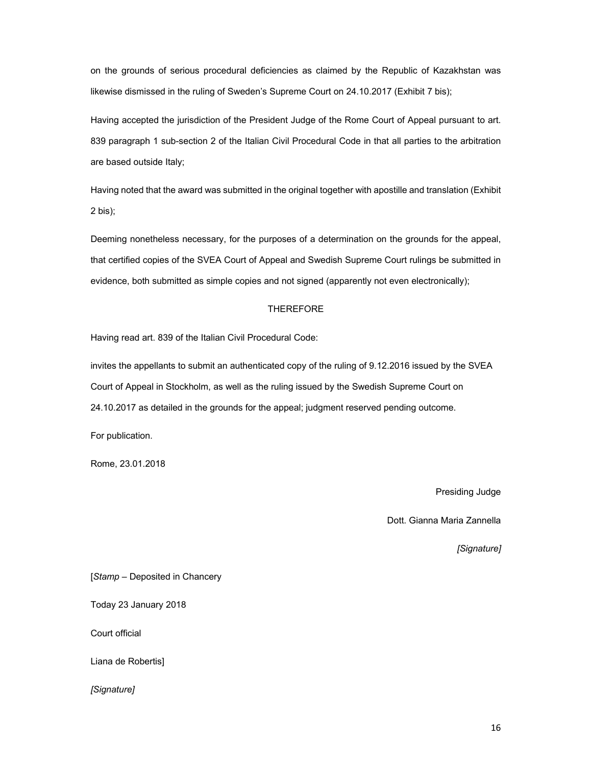on the grounds of serious procedural deficiencies as claimed by the Republic of Kazakhstan was likewise dismissed in the ruling of Sweden's Supreme Court on 24.10.2017 (Exhibit 7 bis);

Having accepted the jurisdiction of the President Judge of the Rome Court of Appeal pursuant to art. 839 paragraph 1 sub-section 2 of the Italian Civil Procedural Code in that all parties to the arbitration are based outside Italy;

Having noted that the award was submitted in the original together with apostille and translation (Exhibit 2 bis);

Deeming nonetheless necessary, for the purposes of a determination on the grounds for the appeal, that certified copies of the SVEA Court of Appeal and Swedish Supreme Court rulings be submitted in evidence, both submitted as simple copies and not signed (apparently not even electronically);

THEREFORE

Having read art. 839 of the Italian Civil Procedural Code:

invites the appellants to submit an authenticated copy of the ruling of 9.12.2016 issued by the SVEA Court of Appeal in Stockholm, as well as the ruling issued by the Swedish Supreme Court on 24.10.2017 as detailed in the grounds for the appeal; judgment reserved pending outcome.

For publication.

Rome, 23.01.2018

Presiding Judge

Dott. Gianna Maria Zannella

*[Signature]*

[*Stamp* – Deposited in Chancery

Today 23 January 2018

Court official

Liana de Robertis]

*[Signature]*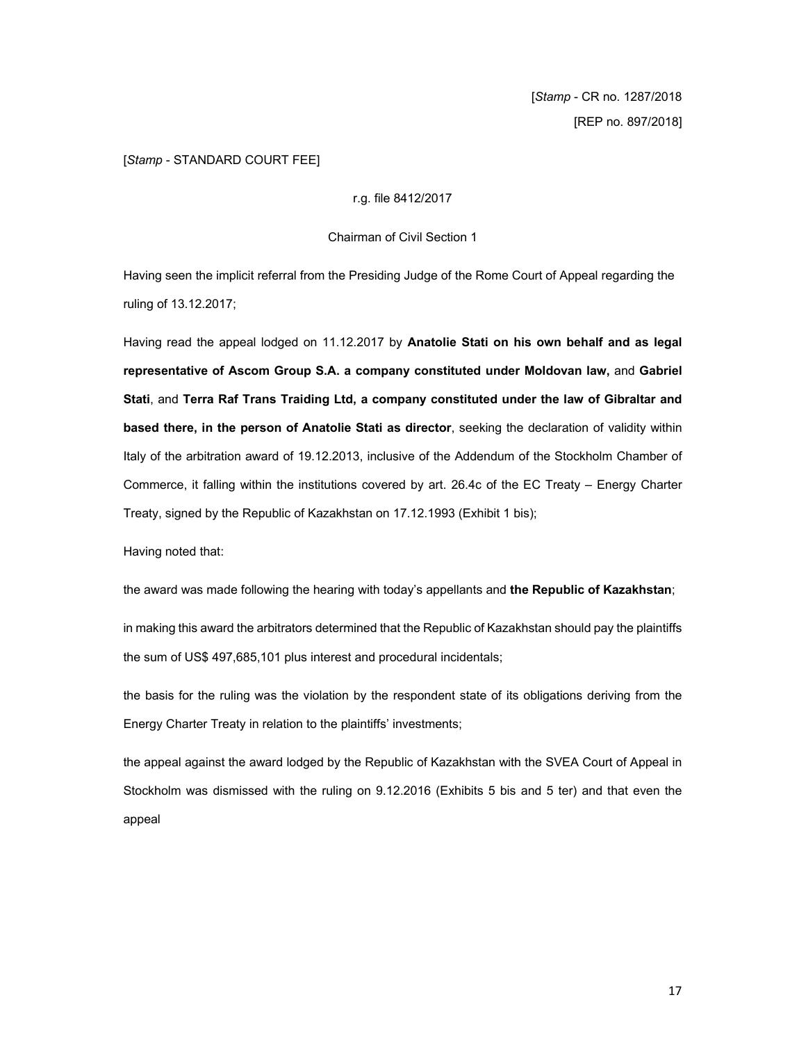[*Stamp* - CR no. 1287/2018

[REP no. 897/2018]

[*Stamp* - STANDARD COURT FEE]

r.g. file 8412/2017

Chairman of Civil Section 1

Having seen the implicit referral from the Presiding Judge of the Rome Court of Appeal regarding the ruling of 13.12.2017;

Having read the appeal lodged on 11.12.2017 by **Anatolie Stati on his own behalf and as legal representative of Ascom Group S.A. a company constituted under Moldovan law,** and **Gabriel Stati**, and **Terra Raf Trans Traiding Ltd, a company constituted under the law of Gibraltar and based there, in the person of Anatolie Stati as director**, seeking the declaration of validity within Italy of the arbitration award of 19.12.2013, inclusive of the Addendum of the Stockholm Chamber of Commerce, it falling within the institutions covered by art. 26.4c of the EC Treaty – Energy Charter Treaty, signed by the Republic of Kazakhstan on 17.12.1993 (Exhibit 1 bis);

Having noted that:

the award was made following the hearing with today's appellants and **the Republic of Kazakhstan**;

in making this award the arbitrators determined that the Republic of Kazakhstan should pay the plaintiffs the sum of US$ 497,685,101 plus interest and procedural incidentals;

the basis for the ruling was the violation by the respondent state of its obligations deriving from the Energy Charter Treaty in relation to the plaintiffs' investments;

the appeal against the award lodged by the Republic of Kazakhstan with the SVEA Court of Appeal in Stockholm was dismissed with the ruling on 9.12.2016 (Exhibits 5 bis and 5 ter) and that even the appeal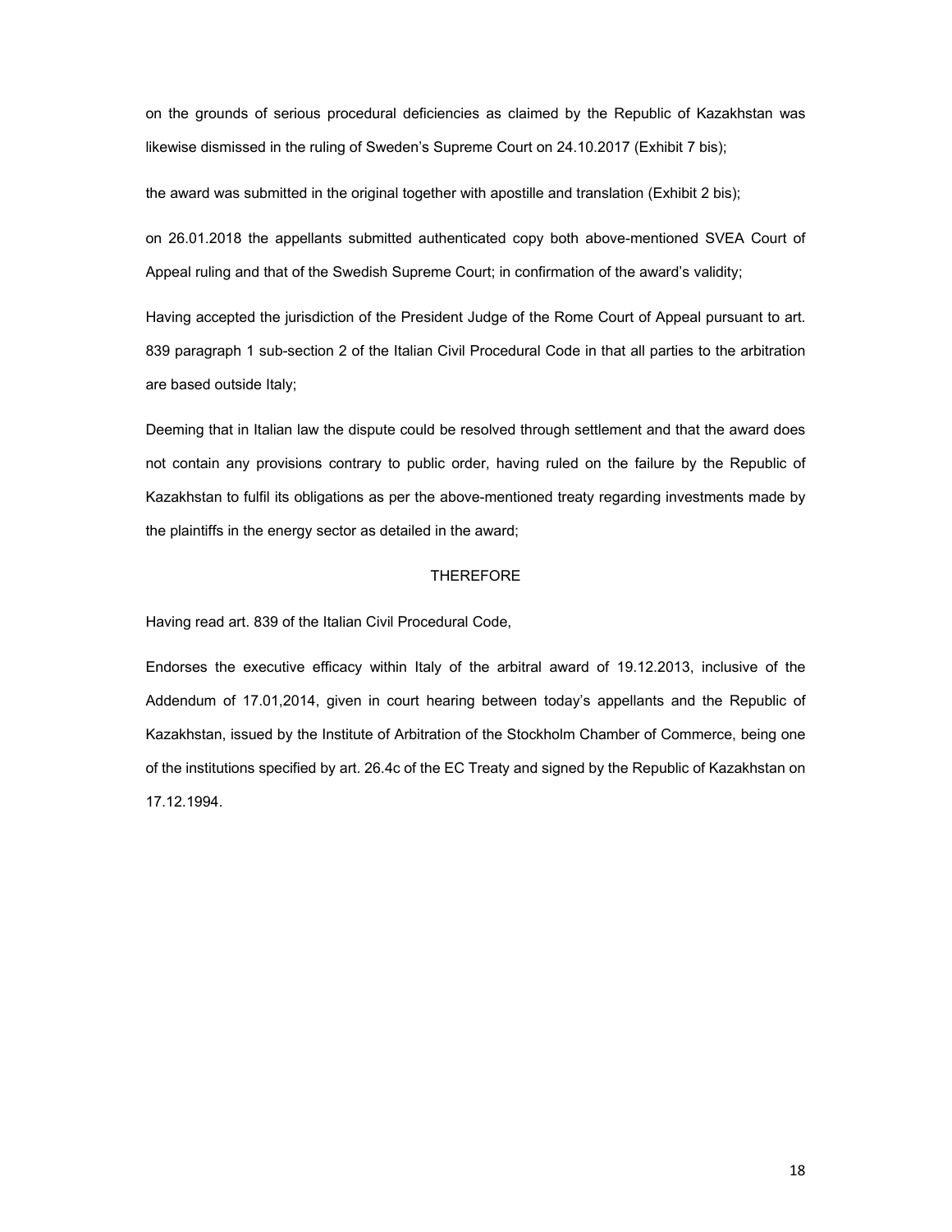on the grounds of serious procedural deficiencies as claimed by the Republic of Kazakhstan was likewise dismissed in the ruling of Sweden's Supreme Court on 24.10.2017 (Exhibit 7 bis);

the award was submitted in the original together with apostille and translation (Exhibit 2 bis);

on 26.01.2018 the appellants submitted authenticated copy both above-mentioned SVEA Court of Appeal ruling and that of the Swedish Supreme Court; in confirmation of the award's validity;

Having accepted the jurisdiction of the President Judge of the Rome Court of Appeal pursuant to art. 839 paragraph 1 sub-section 2 of the Italian Civil Procedural Code in that all parties to the arbitration are based outside Italy;

Deeming that in Italian law the dispute could be resolved through settlement and that the award does not contain any provisions contrary to public order, having ruled on the failure by the Republic of Kazakhstan to fulfil its obligations as per the above-mentioned treaty regarding investments made by the plaintiffs in the energy sector as detailed in the award;

THEREFORE

Having read art. 839 of the Italian Civil Procedural Code,

Endorses the executive efficacy within Italy of the arbitral award of 19.12.2013, inclusive of the Addendum of 17.01,2014, given in court hearing between today's appellants and the Republic of Kazakhstan, issued by the Institute of Arbitration of the Stockholm Chamber of Commerce, being one of the institutions specified by art. 26.4c of the EC Treaty and signed by the Republic of Kazakhstan on 17.12.1994.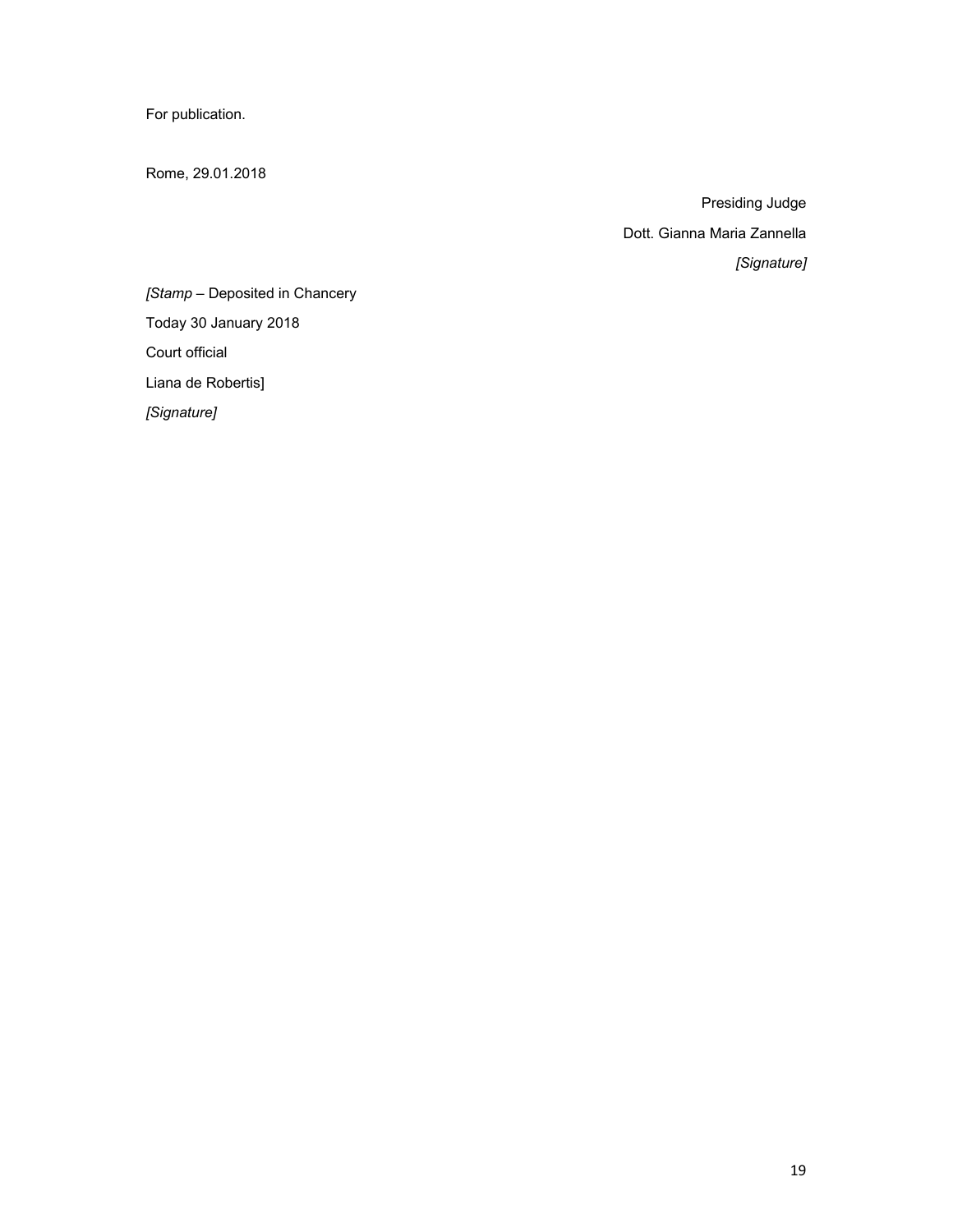For publication.

Rome, 29.01.2018

Presiding Judge

Dott. Gianna Maria Zannella

*[Signature]*

*[Stamp* – Deposited in Chancery

Today 30 January 2018

Court official

Liana de Robertis]

*[Signature]*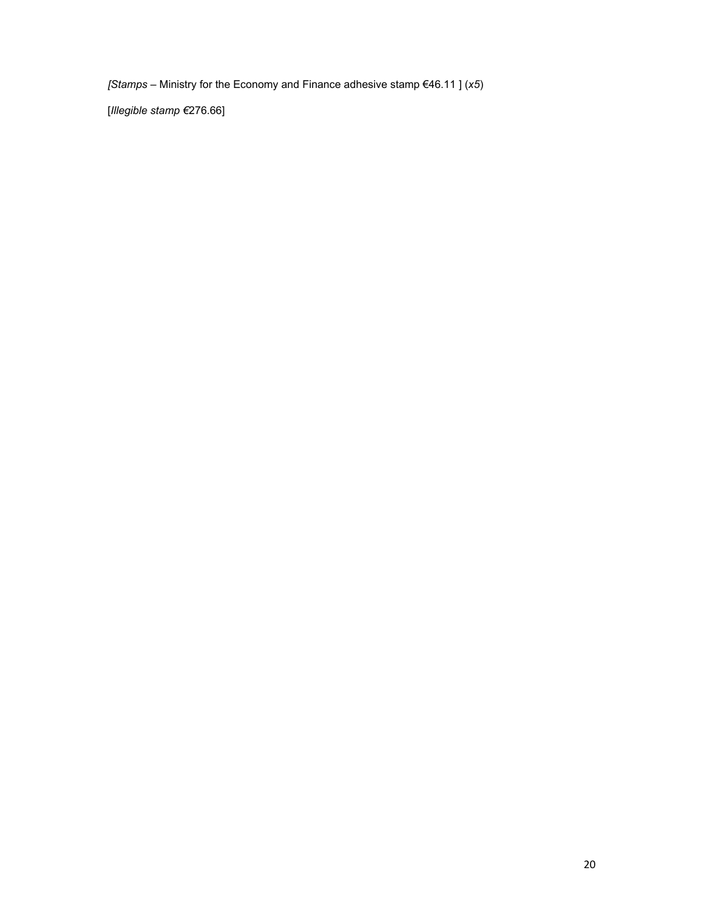*[Stamps* – Ministry for the Economy and Finance adhesive stamp €46.11 ] (*x5*)

[*Illegible stamp* €276.66]